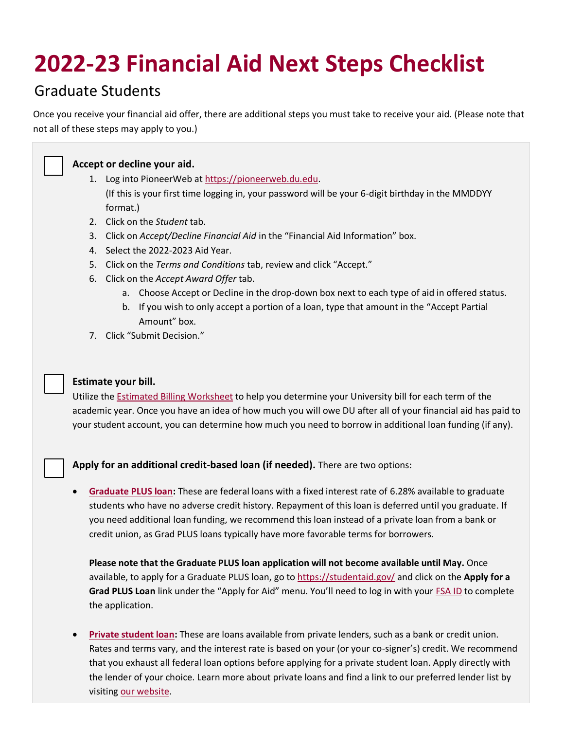# 2022-23 Financial Aid Next Steps Checklist

## Graduate Students

Once you receive your financial aid offer, there are additional steps you must take to receive your aid. (Please note that not all of these steps may apply to you.)

☐ **Accept or decline your aid.**

1. Log into PioneerWeb at https://pioneerweb.du.edu.
   (If this is your first time logging in, your password will be your 6-digit birthday in the MMDDYY format.)
2. Click on the *Student* tab.
3. Click on *Accept/Decline Financial Aid* in the "Financial Aid Information" box.
4. Select the 2022-2023 Aid Year.
5. Click on the *Terms and Conditions* tab, review and click "Accept."
6. Click on the *Accept Award Offer* tab.
   a. Choose Accept or Decline in the drop-down box next to each type of aid in offered status.
   b. If you wish to only accept a portion of a loan, type that amount in the "Accept Partial Amount" box.
7. Click "Submit Decision."

☐ **Estimate your bill.**
Utilize the Estimated Billing Worksheet to help you determine your University bill for each term of the academic year. Once you have an idea of how much you will owe DU after all of your financial aid has paid to your student account, you can determine how much you need to borrow in additional loan funding (if any).

☐ **Apply for an additional credit-based loan (if needed).** There are two options:

- **Graduate PLUS loan:** These are federal loans with a fixed interest rate of 6.28% available to graduate students who have no adverse credit history. Repayment of this loan is deferred until you graduate. If you need additional loan funding, we recommend this loan instead of a private loan from a bank or credit union, as Grad PLUS loans typically have more favorable terms for borrowers.

  **Please note that the Graduate PLUS loan application will not become available until May.** Once available, to apply for a Graduate PLUS loan, go to https://studentaid.gov/ and click on the **Apply for a Grad PLUS Loan** link under the "Apply for Aid" menu. You'll need to log in with your FSA ID to complete the application.

- **Private student loan:** These are loans available from private lenders, such as a bank or credit union. Rates and terms vary, and the interest rate is based on your (or your co-signer's) credit. We recommend that you exhaust all federal loan options before applying for a private student loan. Apply directly with the lender of your choice. Learn more about private loans and find a link to our preferred lender list by visiting our website.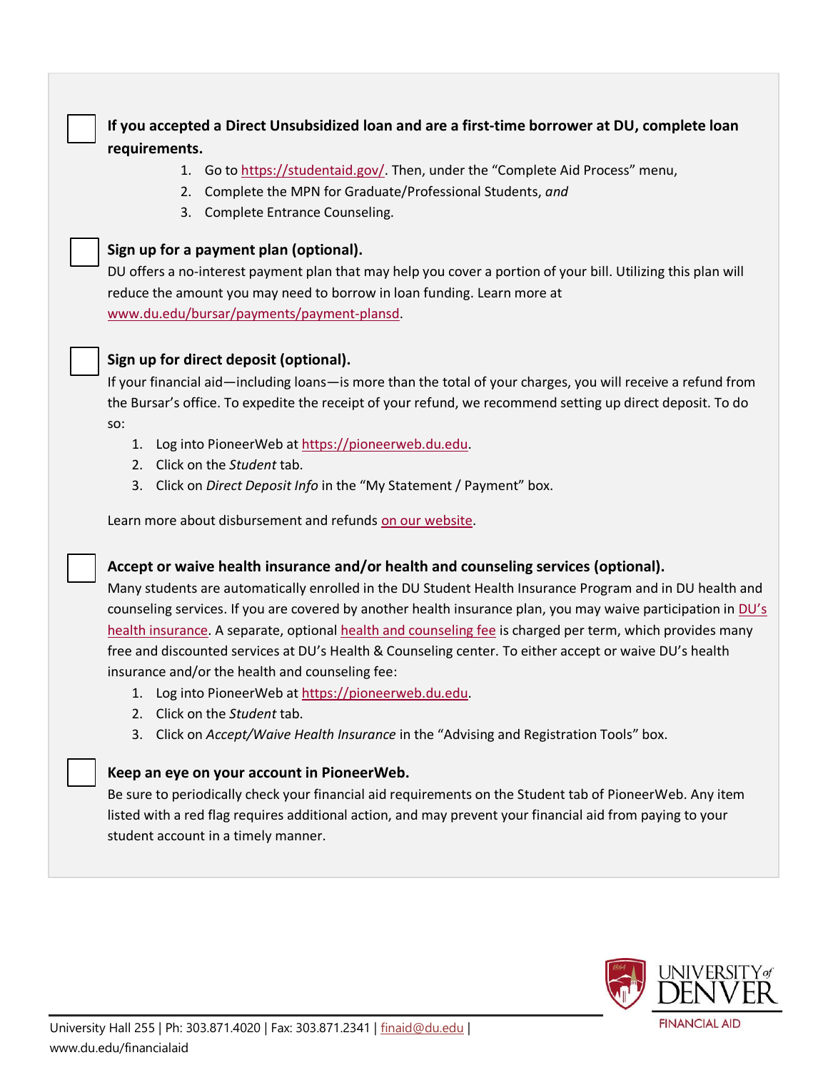- [ ] **If you accepted a Direct Unsubsidized loan and are a first-time borrower at DU, complete loan requirements.**

    1. Go to https://studentaid.gov/. Then, under the "Complete Aid Process" menu,
    2. Complete the MPN for Graduate/Professional Students, *and*
    3. Complete Entrance Counseling.

- [ ] **Sign up for a payment plan (optional).**

    DU offers a no-interest payment plan that may help you cover a portion of your bill. Utilizing this plan will reduce the amount you may need to borrow in loan funding. Learn more at www.du.edu/bursar/payments/payment-plansd.

- [ ] **Sign up for direct deposit (optional).**

    If your financial aid—including loans—is more than the total of your charges, you will receive a refund from the Bursar's office. To expedite the receipt of your refund, we recommend setting up direct deposit. To do so:

    1. Log into PioneerWeb at https://pioneerweb.du.edu.
    2. Click on the *Student* tab.
    3. Click on *Direct Deposit Info* in the "My Statement / Payment" box.

    Learn more about disbursement and refunds on our website.

- [ ] **Accept or waive health insurance and/or health and counseling services (optional).**

    Many students are automatically enrolled in the DU Student Health Insurance Program and in DU health and counseling services. If you are covered by another health insurance plan, you may waive participation in DU's health insurance. A separate, optional health and counseling fee is charged per term, which provides many free and discounted services at DU's Health & Counseling center. To either accept or waive DU's health insurance and/or the health and counseling fee:

    1. Log into PioneerWeb at https://pioneerweb.du.edu.
    2. Click on the *Student* tab.
    3. Click on *Accept/Waive Health Insurance* in the "Advising and Registration Tools" box.

- [ ] **Keep an eye on your account in PioneerWeb.**

    Be sure to periodically check your financial aid requirements on the Student tab of PioneerWeb. Any item listed with a red flag requires additional action, and may prevent your financial aid from paying to your student account in a timely manner.

University Hall 255 | Ph: 303.871.4020 | Fax: 303.871.2341 | finaid@du.edu | www.du.edu/financialaid

UNIVERSITY of DENVER
FINANCIAL AID